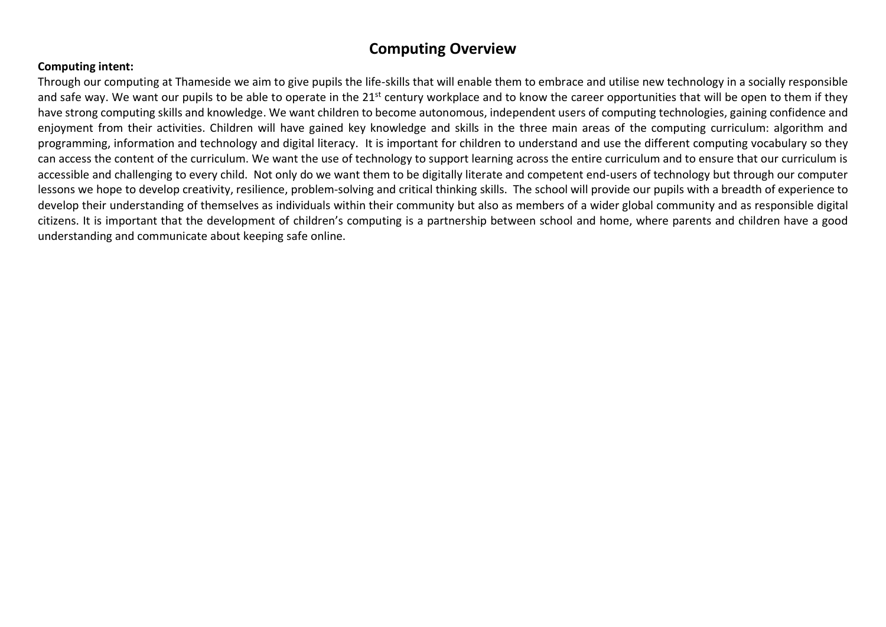# Computing Overview

**Computing intent:**

Through our computing at Thameside we aim to give pupils the life-skills that will enable them to embrace and utilise new technology in a socially responsible and safe way. We want our pupils to be able to operate in the 21st century workplace and to know the career opportunities that will be open to them if they have strong computing skills and knowledge. We want children to become autonomous, independent users of computing technologies, gaining confidence and enjoyment from their activities. Children will have gained key knowledge and skills in the three main areas of the computing curriculum: algorithm and programming, information and technology and digital literacy. It is important for children to understand and use the different computing vocabulary so they can access the content of the curriculum. We want the use of technology to support learning across the entire curriculum and to ensure that our curriculum is accessible and challenging to every child. Not only do we want them to be digitally literate and competent end-users of technology but through our computer lessons we hope to develop creativity, resilience, problem-solving and critical thinking skills. The school will provide our pupils with a breadth of experience to develop their understanding of themselves as individuals within their community but also as members of a wider global community and as responsible digital citizens. It is important that the development of children's computing is a partnership between school and home, where parents and children have a good understanding and communicate about keeping safe online.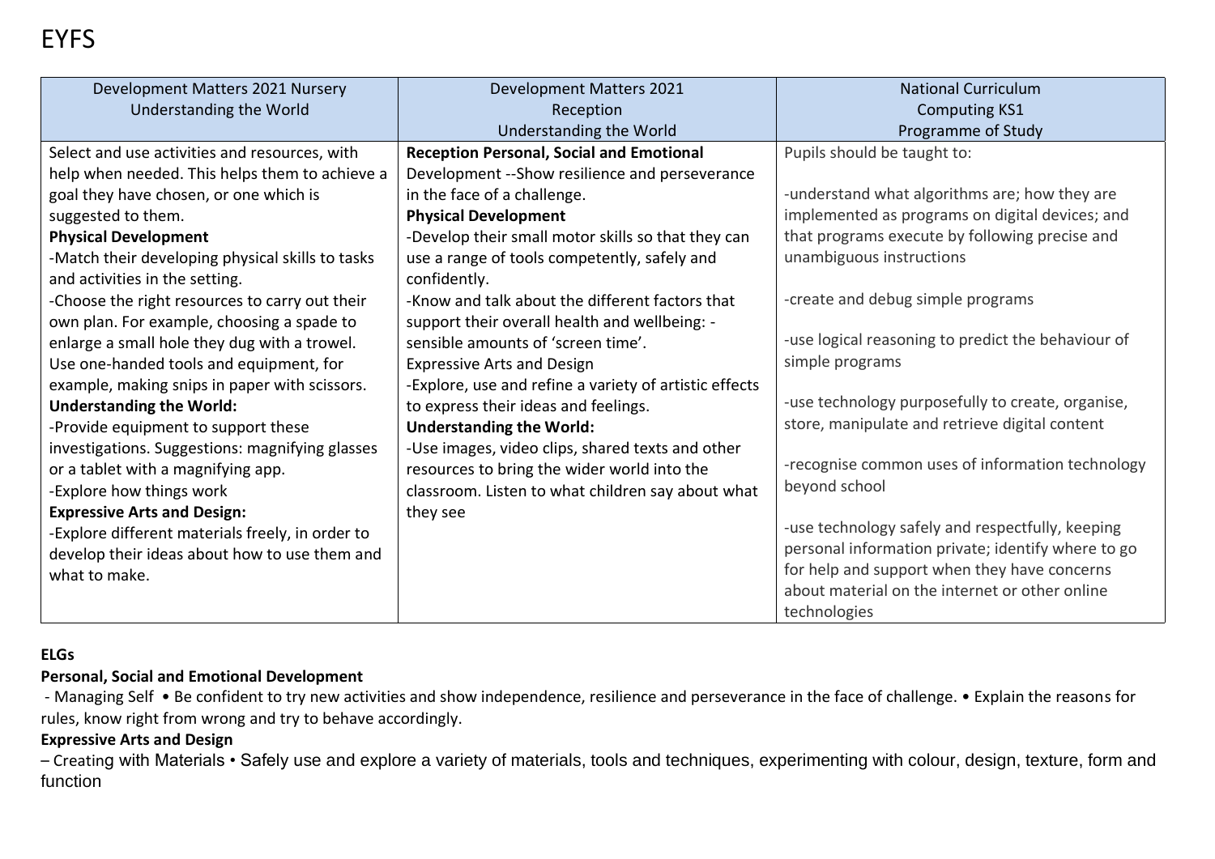# EYFS

| Development Matters 2021 Nursery<br>Understanding the World | Development Matters 2021<br>Reception<br>Understanding the World | National Curriculum<br>Computing KS1<br>Programme of Study |
|---|---|---|
| Select and use activities and resources, with help when needed. This helps them to achieve a goal they have chosen, or one which is suggested to them.<br>**Physical Development**<br>-Match their developing physical skills to tasks and activities in the setting.<br>-Choose the right resources to carry out their own plan. For example, choosing a spade to enlarge a small hole they dug with a trowel. Use one-handed tools and equipment, for example, making snips in paper with scissors.<br>**Understanding the World:**<br>-Provide equipment to support these investigations. Suggestions: magnifying glasses or a tablet with a magnifying app.<br>-Explore how things work<br>**Expressive Arts and Design:**<br>-Explore different materials freely, in order to develop their ideas about how to use them and what to make. | **Reception Personal, Social and Emotional** Development --Show resilience and perseverance in the face of a challenge.<br>**Physical Development**<br>-Develop their small motor skills so that they can use a range of tools competently, safely and confidently.<br>-Know and talk about the different factors that support their overall health and wellbeing: - sensible amounts of 'screen time'.<br>Expressive Arts and Design<br>-Explore, use and refine a variety of artistic effects to express their ideas and feelings.<br>**Understanding the World:**<br>-Use images, video clips, shared texts and other resources to bring the wider world into the classroom. Listen to what children say about what they see | Pupils should be taught to:<br><br>-understand what algorithms are; how they are implemented as programs on digital devices; and that programs execute by following precise and unambiguous instructions<br><br>-create and debug simple programs<br><br>-use logical reasoning to predict the behaviour of simple programs<br><br>-use technology purposefully to create, organise, store, manipulate and retrieve digital content<br><br>-recognise common uses of information technology beyond school<br><br>-use technology safely and respectfully, keeping personal information private; identify where to go for help and support when they have concerns about material on the internet or other online technologies |

**ELGs**

**Personal, Social and Emotional Development**

- Managing Self • Be confident to try new activities and show independence, resilience and perseverance in the face of challenge. • Explain the reasons for rules, know right from wrong and try to behave accordingly.

**Expressive Arts and Design**

– Creating with Materials • Safely use and explore a variety of materials, tools and techniques, experimenting with colour, design, texture, form and function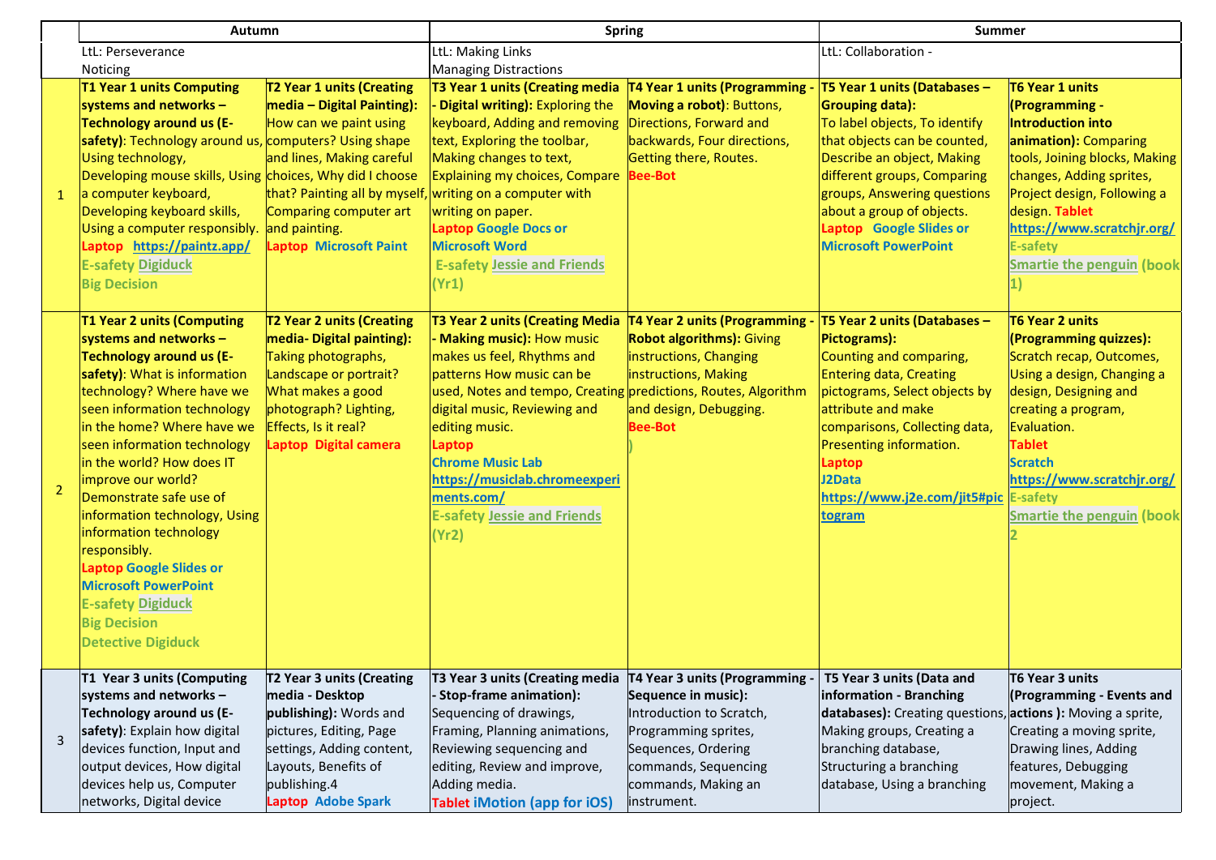| | Autumn | | Spring | | Summer | |
|---|---|---|---|---|---|---|
| | LtL: Perseverance Noticing | | LtL: Making Links Managing Distractions | | LtL: Collaboration - | |
| 1 | **T1 Year 1 units Computing systems and networks – Technology around us (E-safety)**: Technology around us, Using technology, Developing mouse skills, Using a computer keyboard, Developing keyboard skills, Using a computer responsibly. **Laptop** **https://paintz.app/** **E-safety Digiduck** **Big Decision** | **T2 Year 1 units (Creating media – Digital Painting):** How can we paint using computers? Using shape and lines, Making careful choices, Why did I choose that? Painting all by myself, Comparing computer art and painting. **Laptop Microsoft Paint** | **T3 Year 1 units (Creating media - Digital writing):** Exploring the keyboard, Adding and removing text, Exploring the toolbar, Making changes to text, Explaining my choices, Compare writing on a computer with writing on paper. **Laptop Google Docs or Microsoft Word** **E-safety Jessie and Friends (Yr1)** | **T4 Year 1 units (Programming - Moving a robot)**: Buttons, Directions, Forward and backwards, Four directions, Getting there, Routes. **Bee-Bot** | **T5 Year 1 units (Databases – Grouping data):** To label objects, To identify that objects can be counted, Describe an object, Making different groups, Comparing groups, Answering questions about a group of objects. **Laptop Google Slides or Microsoft PowerPoint** | **T6 Year 1 units (Programming - Introduction into animation):** Comparing tools, Joining blocks, Making changes, Adding sprites, Project design, Following a design. **Tablet** **https://www.scratchjr.org/** **E-safety** **Smartie the penguin (book 1)** |
| 2 | **T1 Year 2 units (Computing systems and networks – Technology around us (E-safety)**: What is information technology? Where have we seen information technology in the home? Where have we seen information technology in the world? How does IT improve our world? Demonstrate safe use of information technology, Using information technology responsibly. **Laptop Google Slides or Microsoft PowerPoint** **E-safety Digiduck** **Big Decision** **Detective Digiduck** | **T2 Year 2 units (Creating media- Digital painting):** Taking photographs, Landscape or portrait? What makes a good photograph? Lighting, Effects, Is it real? **Laptop Digital camera** | **T3 Year 2 units (Creating Media - Making music):** How music makes us feel, Rhythms and patterns How music can be used, Notes and tempo, Creating digital music, Reviewing and editing music. **Laptop** **Chrome Music Lab** **https://musiclab.chromeexperiments.com/** **E-safety Jessie and Friends (Yr2)** | **T4 Year 2 units (Programming - Robot algorithms):** Giving instructions, Changing instructions, Making predictions, Routes, Algorithm and design, Debugging. **Bee-Bot** **)** | **T5 Year 2 units (Databases – Pictograms):** Counting and comparing, Entering data, Creating pictograms, Select objects by attribute and make comparisons, Collecting data, Presenting information. **Laptop** **J2Data** **https://www.j2e.com/jit5#pictogram** | **T6 Year 2 units (Programming quizzes):** Scratch recap, Outcomes, Using a design, Changing a design, Designing and creating a program, Evaluation. **Tablet** **Scratch** **https://www.scratchjr.org/** **E-safety** **Smartie the penguin (book 2** |
| 3 | **T1 Year 3 units (Computing systems and networks – Technology around us (E-safety)**: Explain how digital devices function, Input and output devices, How digital devices help us, Computer networks, Digital device | **T2 Year 3 units (Creating media - Desktop publishing):** Words and pictures, Editing, Page settings, Adding content, Layouts, Benefits of publishing.4 **Laptop Adobe Spark** | **T3 Year 3 units (Creating media - Stop-frame animation):** Sequencing of drawings, Framing, Planning animations, Reviewing sequencing and editing, Review and improve, Adding media. **Tablet iMotion (app for iOS)** | **T4 Year 3 units (Programming - Sequence in music):** Introduction to Scratch, Programming sprites, Sequences, Ordering commands, Sequencing commands, Making an instrument. | **T5 Year 3 units (Data and information - Branching databases):** Creating questions, Making groups, Creating a branching database, Structuring a branching database, Using a branching | **T6 Year 3 units (Programming - Events and actions ):** Moving a sprite, Creating a moving sprite, Drawing lines, Adding features, Debugging movement, Making a project. |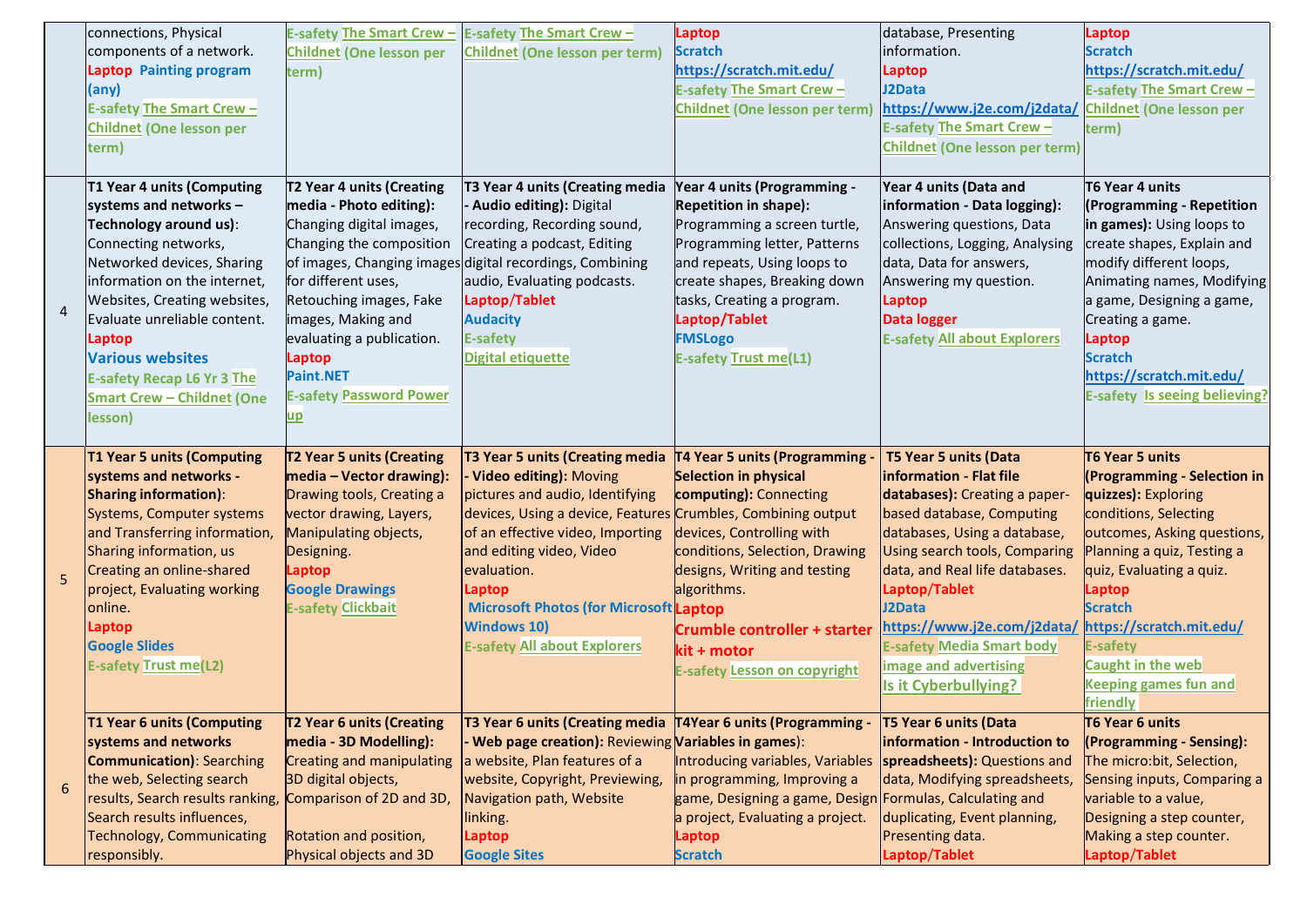| | | | | | | |
|---|---|---|---|---|---|---|
| | connections, Physical components of a network. Laptop Painting program (any) E-safety The Smart Crew – Childnet (One lesson per term) | E-safety The Smart Crew – Childnet (One lesson per term) | E-safety The Smart Crew – Childnet (One lesson per term) | Laptop Scratch https://scratch.mit.edu/ E-safety The Smart Crew – Childnet (One lesson per term) | database, Presenting information. Laptop J2Data https://www.j2e.com/j2data/ E-safety The Smart Crew – Childnet (One lesson per term) | Laptop Scratch https://scratch.mit.edu/ E-safety The Smart Crew – Childnet (One lesson per term) |
| 4 | **T1 Year 4 units (Computing systems and networks – Technology around us)**: Connecting networks, Networked devices, Sharing information on the internet, Websites, Creating websites, Evaluate unreliable content. Laptop Various websites E-safety Recap L6 Yr 3 The Smart Crew – Childnet (One lesson) | **T2 Year 4 units (Creating media - Photo editing):** Changing digital images, Changing the composition of images, Changing images for different uses, Retouching images, Fake images, Making and evaluating a publication. Laptop Paint.NET E-safety Password Power up | **T3 Year 4 units (Creating media - Audio editing):** Digital recording, Recording sound, Creating a podcast, Editing digital recordings, Combining audio, Evaluating podcasts. Laptop/Tablet Audacity E-safety Digital etiquette | **Year 4 units (Programming - Repetition in shape):** Programming a screen turtle, Programming letter, Patterns and repeats, Using loops to create shapes, Breaking down tasks, Creating a program. Laptop/Tablet FMSLogo E-safety Trust me(L1) | **Year 4 units (Data and information - Data logging):** Answering questions, Data collections, Logging, Analysing data, Data for answers, Answering my question. Laptop Data logger E-safety All about Explorers | **T6 Year 4 units (Programming - Repetition in games):** Using loops to create shapes, Explain and modify different loops, Animating names, Modifying a game, Designing a game, Creating a game. Laptop Scratch https://scratch.mit.edu/ E-safety Is seeing believing? |
| 5 | **T1 Year 5 units (Computing systems and networks - Sharing information)**: Systems, Computer systems and Transferring information, Sharing information, us Creating an online-shared project, Evaluating working online. Laptop Google Slides E-safety Trust me(L2) | **T2 Year 5 units (Creating media – Vector drawing):** Drawing tools, Creating a vector drawing, Layers, Manipulating objects, Designing. Laptop Google Drawings E-safety Clickbait | **T3 Year 5 units (Creating media - Video editing):** Moving pictures and audio, Identifying devices, Using a device, Features of an effective video, Importing and editing video, Video evaluation. Laptop Microsoft Photos (for Microsoft Windows 10) E-safety All about Explorers | **T4 Year 5 units (Programming - Selection in physical computing):** Connecting Crumbles, Combining output devices, Controlling with conditions, Selection, Drawing designs, Writing and testing algorithms. Laptop Crumble controller + starter kit + motor E-safety Lesson on copyright | **T5 Year 5 units (Data information - Flat file databases):** Creating a paper-based database, Computing databases, Using a database, Using search tools, Comparing data, and Real life databases. Laptop/Tablet J2Data https://www.j2e.com/j2data/ E-safety Media Smart body image and advertising Is it Cyberbullying? | **T6 Year 5 units (Programming - Selection in quizzes):** Exploring conditions, Selecting outcomes, Asking questions, Planning a quiz, Testing a quiz, Evaluating a quiz. Laptop Scratch https://scratch.mit.edu/ E-safety Caught in the web Keeping games fun and friendly |
| 6 | **T1 Year 6 units (Computing systems and networks Communication)**: Searching the web, Selecting search results, Search results ranking, Search results influences, Technology, Communicating responsibly. | **T2 Year 6 units (Creating media - 3D Modelling):** Creating and manipulating 3D digital objects, Comparison of 2D and 3D, Rotation and position, Physical objects and 3D | **T3 Year 6 units (Creating media - Web page creation):** Reviewing a website, Plan features of a website, Copyright, Previewing, Navigation path, Website linking. Laptop Google Sites | **T4Year 6 units (Programming - Variables in games)**: Introducing variables, Variables in programming, Improving a game, Designing a game, Design a project, Evaluating a project. Laptop Scratch | **T5 Year 6 units (Data information - Introduction to spreadsheets):** Questions and data, Modifying spreadsheets, Formulas, Calculating and duplicating, Event planning, Presenting data. Laptop/Tablet | **T6 Year 6 units (Programming - Sensing):** The micro:bit, Selection, Sensing inputs, Comparing a variable to a value, Designing a step counter, Making a step counter. Laptop/Tablet |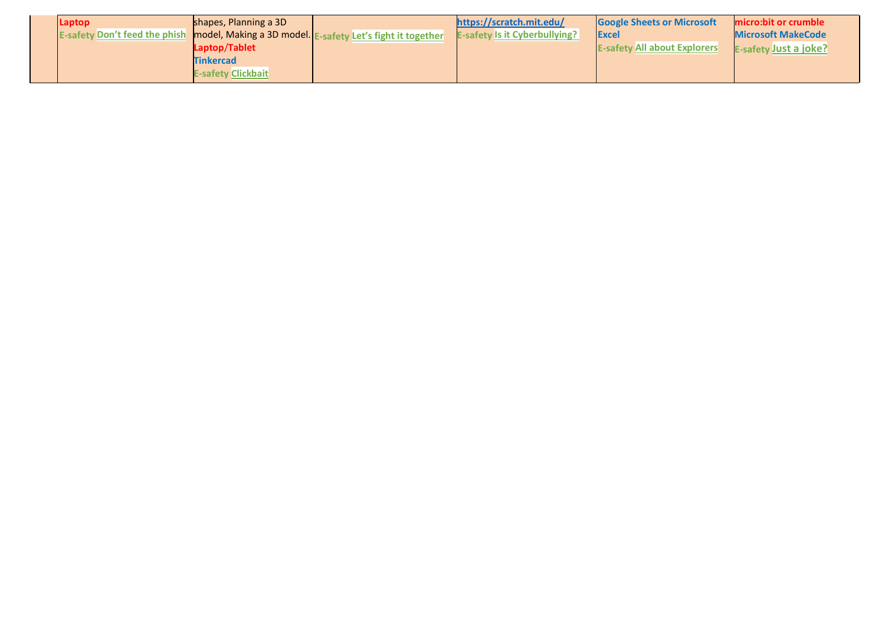| | | | | | | |
|---|---|---|---|---|---|---|
| | **Laptop** **E-safety** **Don't feed the phish** | shapes, Planning a 3D model, Making a 3D model. **Laptop/Tablet** **Tinkercad** **E-safety** **Clickbait** | **E-safety** **Let's fight it together** | **https://scratch.mit.edu/** **E-safety** **Is it Cyberbullying?** | **Google Sheets or Microsoft Excel** **E-safety** **All about Explorers** | **micro:bit or crumble** **Microsoft MakeCode** **E-safety** **Just a joke?** |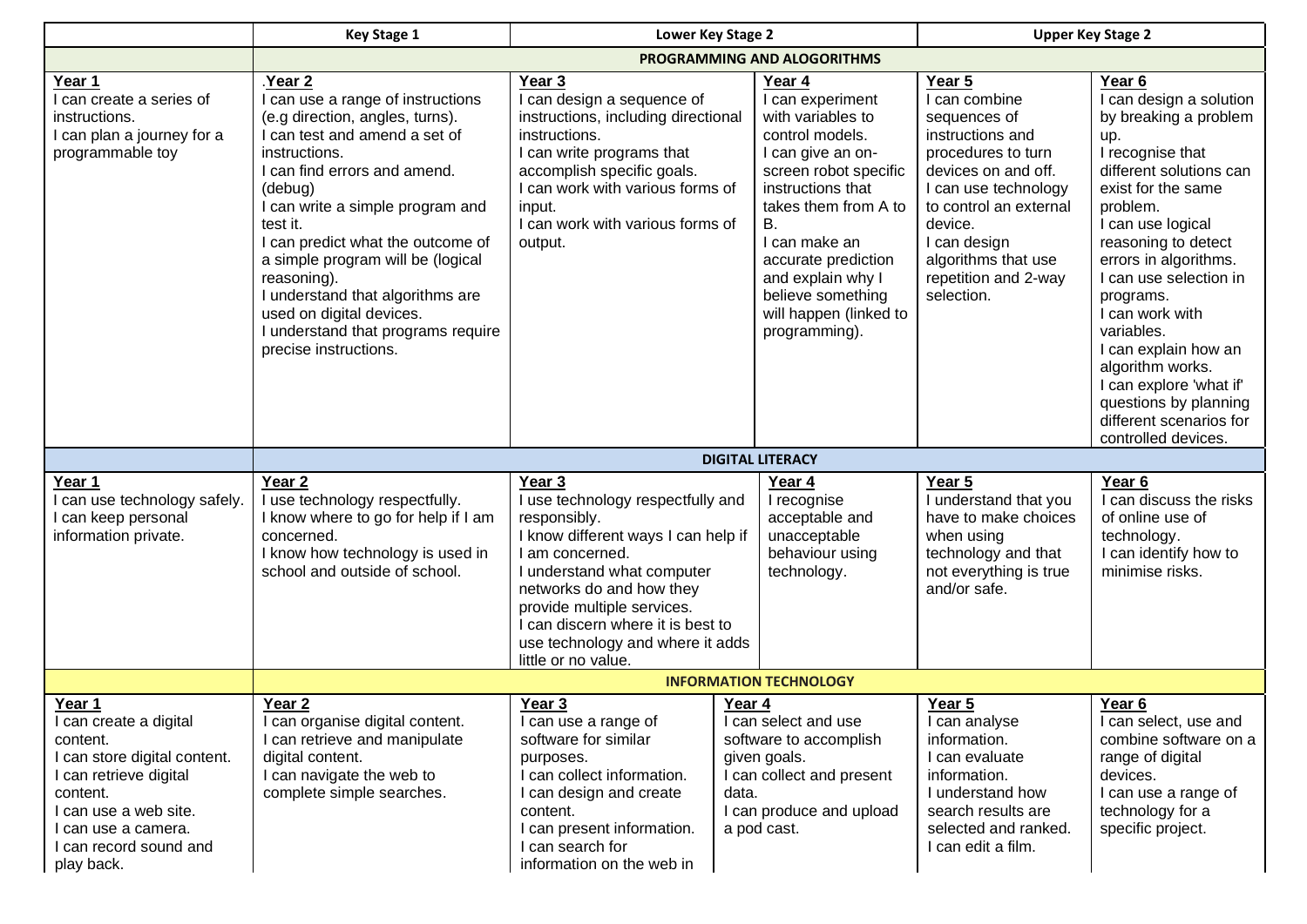| | Key Stage 1 | | Lower Key Stage 2 | | Upper Key Stage 2 | |
|---|---|---|---|---|---|---|
| | **PROGRAMMING AND ALOGORITHMS** | | | | | |
| **Year 1**<br>I can create a series of instructions.<br>I can plan a journey for a programmable toy | .**Year 2**<br>I can use a range of instructions (e.g direction, angles, turns).<br>I can test and amend a set of instructions.<br>I can find errors and amend. (debug)<br>I can write a simple program and test it.<br>I can predict what the outcome of a simple program will be (logical reasoning).<br>I understand that algorithms are used on digital devices.<br>I understand that programs require precise instructions. | **Year 3**<br>I can design a sequence of instructions, including directional instructions.<br>I can write programs that accomplish specific goals.<br>I can work with various forms of input.<br>I can work with various forms of output. | **Year 4**<br>I can experiment with variables to control models.<br>I can give an on-screen robot specific instructions that takes them from A to B.<br>I can make an accurate prediction and explain why I believe something will happen (linked to programming). | **Year 5**<br>I can combine sequences of instructions and procedures to turn devices on and off.<br>I can use technology to control an external device.<br>I can design algorithms that use repetition and 2-way selection. | **Year 6**<br>I can design a solution by breaking a problem up.<br>I recognise that different solutions can exist for the same problem.<br>I can use logical reasoning to detect errors in algorithms.<br>I can use selection in programs.<br>I can work with variables.<br>I can explain how an algorithm works.<br>I can explore 'what if' questions by planning different scenarios for controlled devices. | |
| | **DIGITAL LITERACY** | | | | | |
| **Year 1**<br>I can use technology safely.<br>I can keep personal information private. | **Year 2**<br>I use technology respectfully.<br>I know where to go for help if I am concerned.<br>I know how technology is used in school and outside of school. | **Year 3**<br>I use technology respectfully and responsibly.<br>I know different ways I can help if I am concerned.<br>I understand what computer networks do and how they provide multiple services.<br>I can discern where it is best to use technology and where it adds little or no value. | **Year 4**<br>I recognise acceptable and unacceptable behaviour using technology. | **Year 5**<br>I understand that you have to make choices when using technology and that not everything is true and/or safe. | **Year 6**<br>I can discuss the risks of online use of technology.<br>I can identify how to minimise risks. | |
| | **INFORMATION TECHNOLOGY** | | | | | |
| **Year 1**<br>I can create a digital content.<br>I can store digital content.<br>I can retrieve digital content.<br>I can use a web site.<br>I can use a camera.<br>I can record sound and play back. | **Year 2**<br>I can organise digital content.<br>I can retrieve and manipulate digital content.<br>I can navigate the web to complete simple searches. | **Year 3**<br>I can use a range of software for similar purposes.<br>I can collect information.<br>I can design and create content.<br>I can present information.<br>I can search for information on the web in | **Year 4**<br>I can select and use software to accomplish given goals.<br>I can collect and present data.<br>I can produce and upload a pod cast. | **Year 5**<br>I can analyse information.<br>I can evaluate information.<br>I understand how search results are selected and ranked.<br>I can edit a film. | **Year 6**<br>I can select, use and combine software on a range of digital devices.<br>I can use a range of technology for a specific project. | |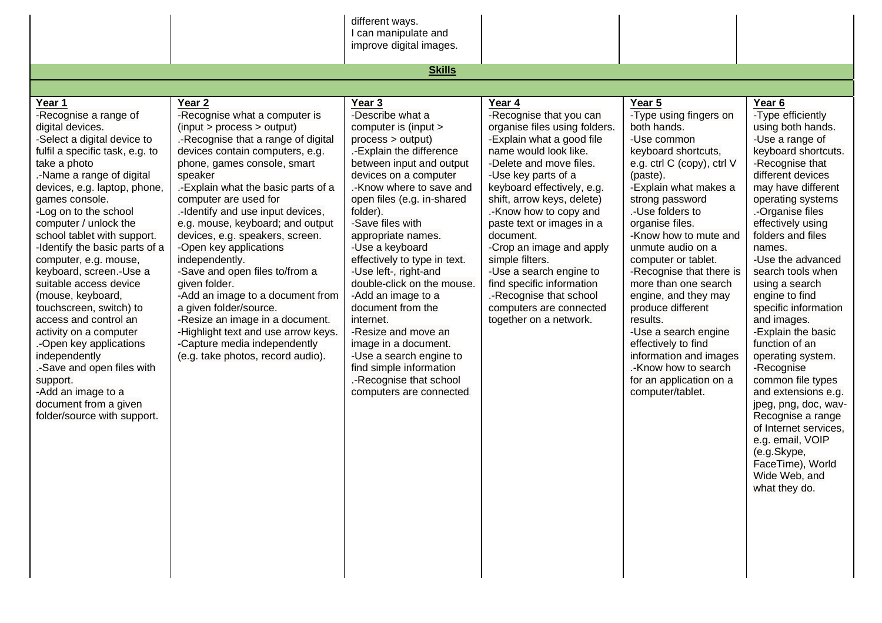| | | different ways.<br>I can manipulate and improve digital images. | | | |
|---|---|---|---|---|---|

**Skills**

| Year 1 | Year 2 | Year 3 | Year 4 | Year 5 | Year 6 |
|---|---|---|---|---|---|
| -Recognise a range of digital devices.<br>-Select a digital device to fulfil a specific task, e.g. to take a photo<br>.-Name a range of digital devices, e.g. laptop, phone, games console.<br>-Log on to the school computer / unlock the school tablet with support.<br>-Identify the basic parts of a computer, e.g. mouse, keyboard, screen.-Use a suitable access device (mouse, keyboard, touchscreen, switch) to access and control an activity on a computer<br>.-Open key applications independently<br>.-Save and open files with support.<br>-Add an image to a document from a given folder/source with support. | -Recognise what a computer is (input > process > output)<br>.-Recognise that a range of digital devices contain computers, e.g. phone, games console, smart speaker<br>.-Explain what the basic parts of a computer are used for<br>.-Identify and use input devices, e.g. mouse, keyboard; and output devices, e.g. speakers, screen.<br>-Open key applications independently.<br>-Save and open files to/from a given folder.<br>-Add an image to a document from a given folder/source.<br>-Resize an image in a document.<br>-Highlight text and use arrow keys.<br>-Capture media independently (e.g. take photos, record audio). | -Describe what a computer is (input > process > output)<br>.-Explain the difference between input and output devices on a computer<br>.-Know where to save and open files (e.g. in-shared folder).<br>-Save files with appropriate names.<br>-Use a keyboard effectively to type in text.<br>-Use left-, right-and double-click on the mouse.<br>-Add an image to a document from the internet.<br>-Resize and move an image in a document.<br>-Use a search engine to find simple information<br>.-Recognise that school computers are connected. | -Recognise that you can organise files using folders.<br>-Explain what a good file name would look like.<br>-Delete and move files.<br>-Use key parts of a keyboard effectively, e.g. shift, arrow keys, delete)<br>.-Know how to copy and paste text or images in a document.<br>-Crop an image and apply simple filters.<br>-Use a search engine to find specific information<br>.-Recognise that school computers are connected together on a network. | -Type using fingers on both hands.<br>-Use common keyboard shortcuts, e.g. ctrl C (copy), ctrl V (paste).<br>-Explain what makes a strong password<br>.-Use folders to organise files.<br>-Know how to mute and unmute audio on a computer or tablet.<br>-Recognise that there is more than one search engine, and they may produce different results.<br>-Use a search engine effectively to find information and images<br>.-Know how to search for an application on a computer/tablet. | -Type efficiently using both hands.<br>-Use a range of keyboard shortcuts.<br>-Recognise that different devices may have different operating systems<br>.-Organise files effectively using folders and files names.<br>-Use the advanced search tools when using a search engine to find specific information and images.<br>-Explain the basic function of an operating system.<br>-Recognise common file types and extensions e.g. jpeg, png, doc, wav-Recognise a range of Internet services, e.g. email, VOIP (e.g.Skype, FaceTime), World Wide Web, and what they do. |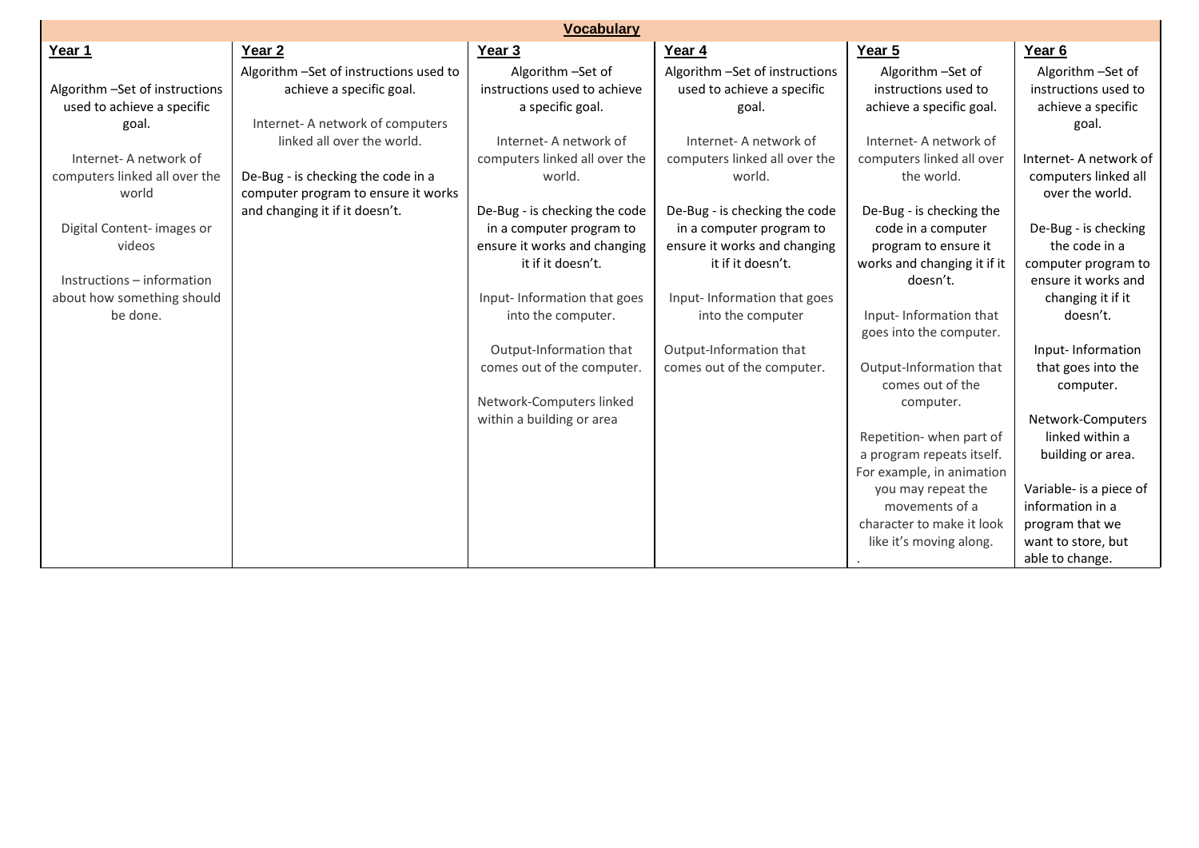| Vocabulary | | | | | |
|---|---|---|---|---|---|
| **Year 1** | **Year 2** | **Year 3** | **Year 4** | **Year 5** | **Year 6** |
| Algorithm –Set of instructions used to achieve a specific goal.<br><br>Internet- A network of computers linked all over the world<br><br>Digital Content- images or videos<br><br>Instructions – information about how something should be done. | Algorithm –Set of instructions used to achieve a specific goal.<br><br>Internet- A network of computers linked all over the world.<br><br>De-Bug - is checking the code in a computer program to ensure it works and changing it if it doesn't. | Algorithm –Set of instructions used to achieve a specific goal.<br><br>Internet- A network of computers linked all over the world.<br><br>De-Bug - is checking the code in a computer program to ensure it works and changing it if it doesn't.<br><br>Input- Information that goes into the computer.<br><br>Output-Information that comes out of the computer.<br><br>Network-Computers linked within a building or area | Algorithm –Set of instructions used to achieve a specific goal.<br><br>Internet- A network of computers linked all over the world.<br><br>De-Bug - is checking the code in a computer program to ensure it works and changing it if it doesn't.<br><br>Input- Information that goes into the computer<br><br>Output-Information that comes out of the computer. | Algorithm –Set of instructions used to achieve a specific goal.<br><br>Internet- A network of computers linked all over the world.<br><br>De-Bug - is checking the code in a computer program to ensure it works and changing it if it doesn't.<br><br>Input- Information that goes into the computer.<br><br>Output-Information that comes out of the computer.<br><br>Repetition- when part of a program repeats itself. For example, in animation you may repeat the movements of a character to make it look like it's moving along.<br>. | Algorithm –Set of instructions used to achieve a specific goal.<br><br>Internet- A network of computers linked all over the world.<br><br>De-Bug - is checking the code in a computer program to ensure it works and changing it if it doesn't.<br><br>Input- Information that goes into the computer.<br><br>Network-Computers linked within a building or area.<br><br>Variable- is a piece of information in a program that we want to store, but able to change. |